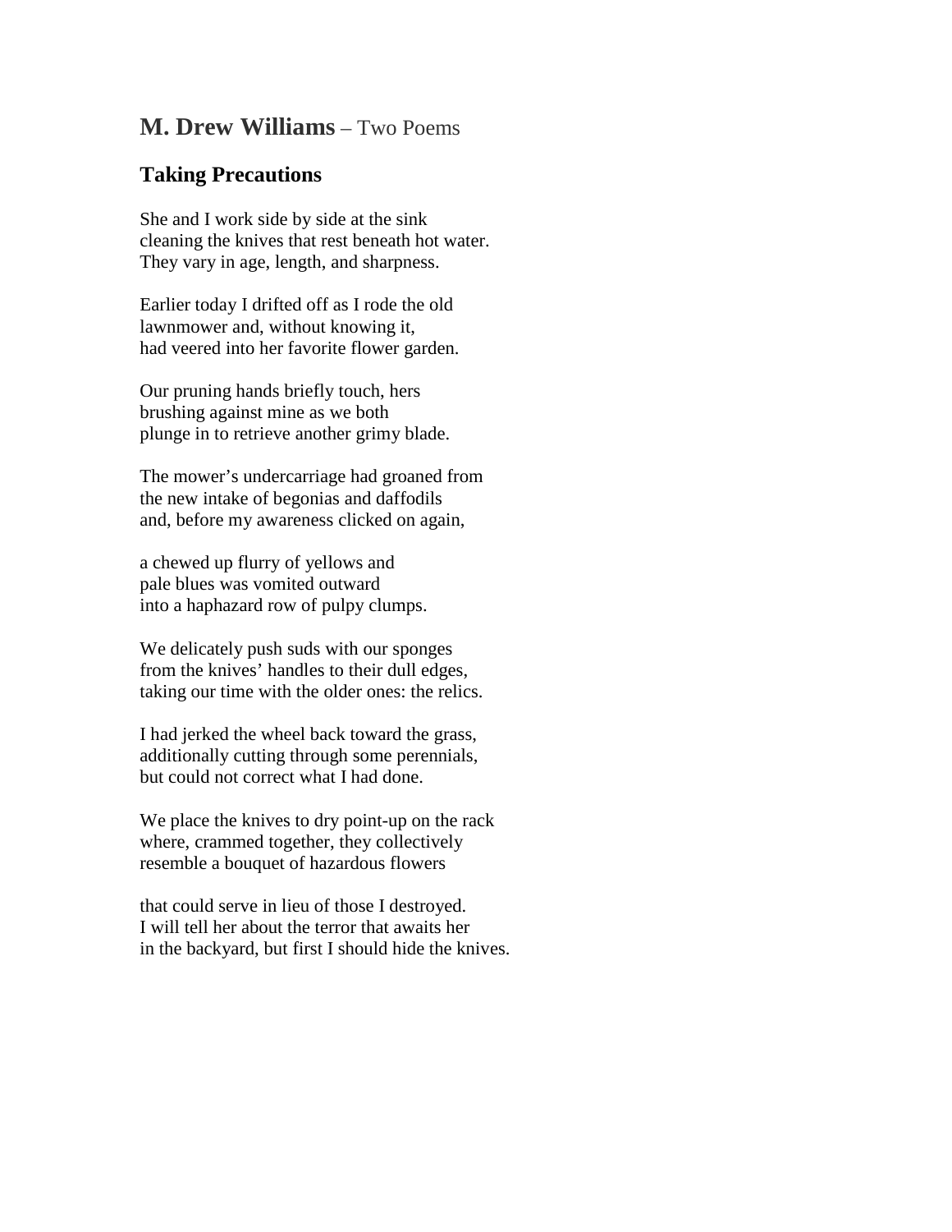## **M. Drew Williams** – Two Poems

### Taking Precautions

She and I work side by side at the sink  
cleaning the knives that rest beneath hot water.  
They vary in age, length, and sharpness.

Earlier today I drifted off as I rode the old  
lawnmower and, without knowing it,  
had veered into her favorite flower garden.

Our pruning hands briefly touch, hers  
brushing against mine as we both  
plunge in to retrieve another grimy blade.

The mower's undercarriage had groaned from  
the new intake of begonias and daffodils  
and, before my awareness clicked on again,

a chewed up flurry of yellows and  
pale blues was vomited outward  
into a haphazard row of pulpy clumps.

We delicately push suds with our sponges  
from the knives' handles to their dull edges,  
taking our time with the older ones: the relics.

I had jerked the wheel back toward the grass,  
additionally cutting through some perennials,  
but could not correct what I had done.

We place the knives to dry point-up on the rack  
where, crammed together, they collectively  
resemble a bouquet of hazardous flowers

that could serve in lieu of those I destroyed.  
I will tell her about the terror that awaits her  
in the backyard, but first I should hide the knives.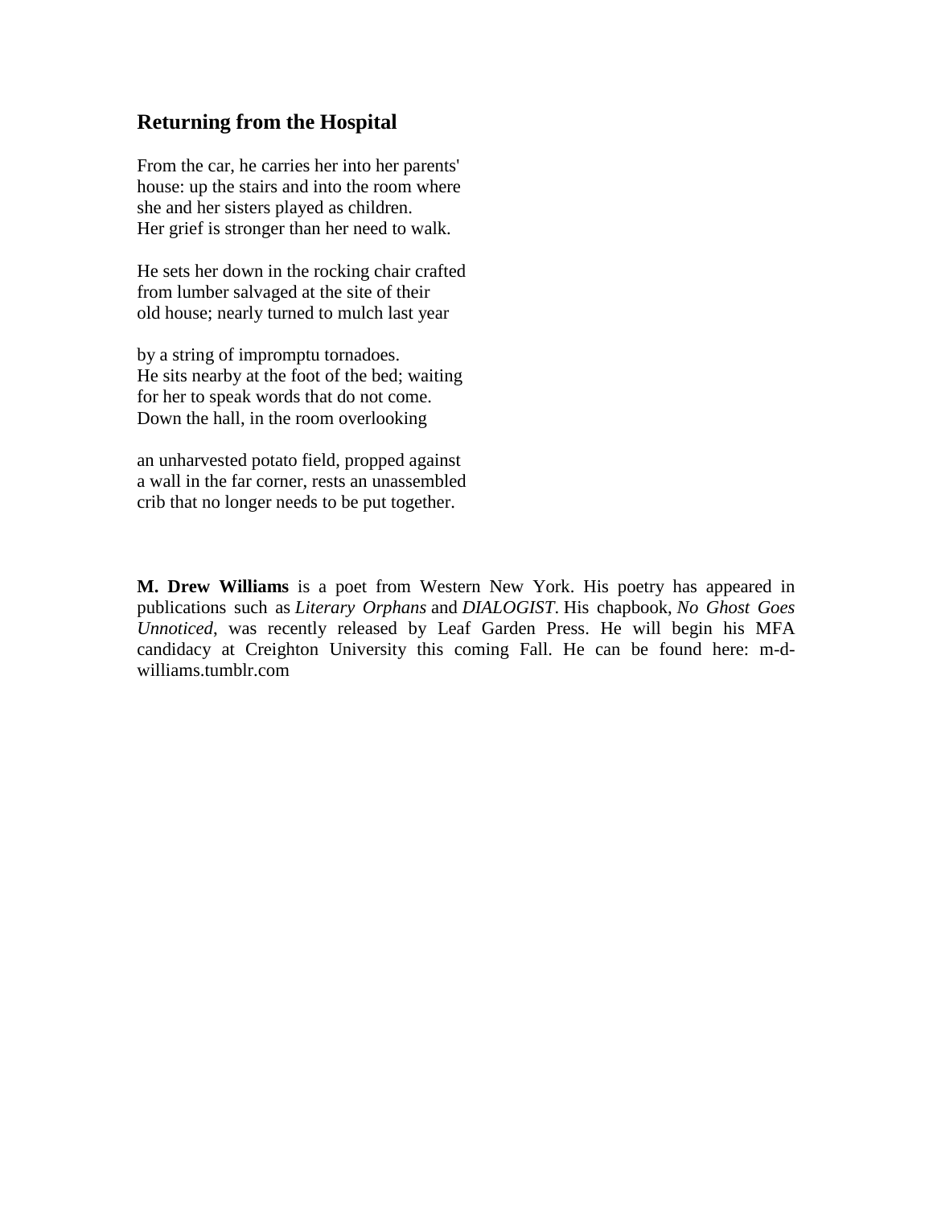## Returning from the Hospital

From the car, he carries her into her parents'
house: up the stairs and into the room where
she and her sisters played as children.
Her grief is stronger than her need to walk.

He sets her down in the rocking chair crafted
from lumber salvaged at the site of their
old house; nearly turned to mulch last year

by a string of impromptu tornadoes.
He sits nearby at the foot of the bed; waiting
for her to speak words that do not come.
Down the hall, in the room overlooking

an unharvested potato field, propped against
a wall in the far corner, rests an unassembled
crib that no longer needs to be put together.

**M. Drew Williams** is a poet from Western New York. His poetry has appeared in publications such as *Literary Orphans* and *DIALOGIST*. His chapbook, *No Ghost Goes Unnoticed*, was recently released by Leaf Garden Press. He will begin his MFA candidacy at Creighton University this coming Fall. He can be found here: m-d-williams.tumblr.com